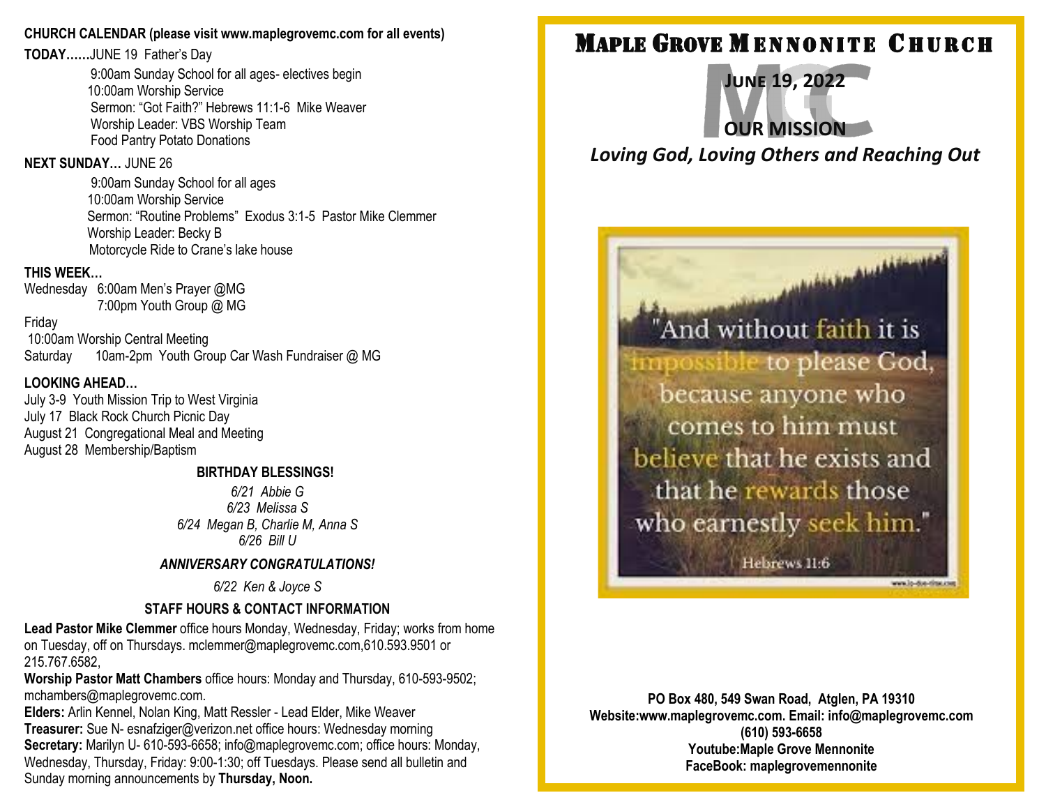**CHURCH CALENDAR (please visit www.maplegrovemc.com for all events)**

**TODAY……**JUNE 19 Father's Day

9:00am Sunday School for all ages- electives begin
10:00am Worship Service
Sermon: "Got Faith?" Hebrews 11:1-6 Mike Weaver
Worship Leader: VBS Worship Team
Food Pantry Potato Donations

**NEXT SUNDAY…** JUNE 26

9:00am Sunday School for all ages
10:00am Worship Service
Sermon: "Routine Problems" Exodus 3:1-5 Pastor Mike Clemmer
Worship Leader: Becky B
Motorcycle Ride to Crane's lake house

**THIS WEEK…**

Wednesday 6:00am Men's Prayer @MG
7:00pm Youth Group @ MG

Friday
10:00am Worship Central Meeting

Saturday 10am-2pm Youth Group Car Wash Fundraiser @ MG

**LOOKING AHEAD…**

July 3-9 Youth Mission Trip to West Virginia
July 17 Black Rock Church Picnic Day
August 21 Congregational Meal and Meeting
August 28 Membership/Baptism

**BIRTHDAY BLESSINGS!**

*6/21 Abbie G*
*6/23 Melissa S*
*6/24 Megan B, Charlie M, Anna S*
*6/26 Bill U*

***ANNIVERSARY CONGRATULATIONS!***

*6/22 Ken & Joyce S*

**STAFF HOURS & CONTACT INFORMATION**

**Lead Pastor Mike Clemmer** office hours Monday, Wednesday, Friday; works from home on Tuesday, off on Thursdays. mclemmer@maplegrovemc.com,610.593.9501 or 215.767.6582,

**Worship Pastor Matt Chambers** office hours: Monday and Thursday, 610-593-9502; mchambers@maplegrovemc.com.

**Elders:** Arlin Kennel, Nolan King, Matt Ressler - Lead Elder, Mike Weaver

**Treasurer:** Sue N- esnafziger@verizon.net office hours: Wednesday morning

**Secretary:** Marilyn U- 610-593-6658; info@maplegrovemc.com; office hours: Monday, Wednesday, Thursday, Friday: 9:00-1:30; off Tuesdays. Please send all bulletin and Sunday morning announcements by **Thursday, Noon.**

# Maple Grove Mennonite Church

**June 19, 2022**

**OUR MISSION**

***Loving God, Loving Others and Reaching Out***

"And without faith it is impossible to please God, because anyone who comes to him must believe that he exists and that he rewards those who earnestly seek him."

Hebrews 11:6

**PO Box 480, 549 Swan Road, Atglen, PA 19310**
**Website:www.maplegrovemc.com. Email: info@maplegrovemc.com**
**(610) 593-6658**
**Youtube:Maple Grove Mennonite**
**FaceBook: maplegrovemennonite**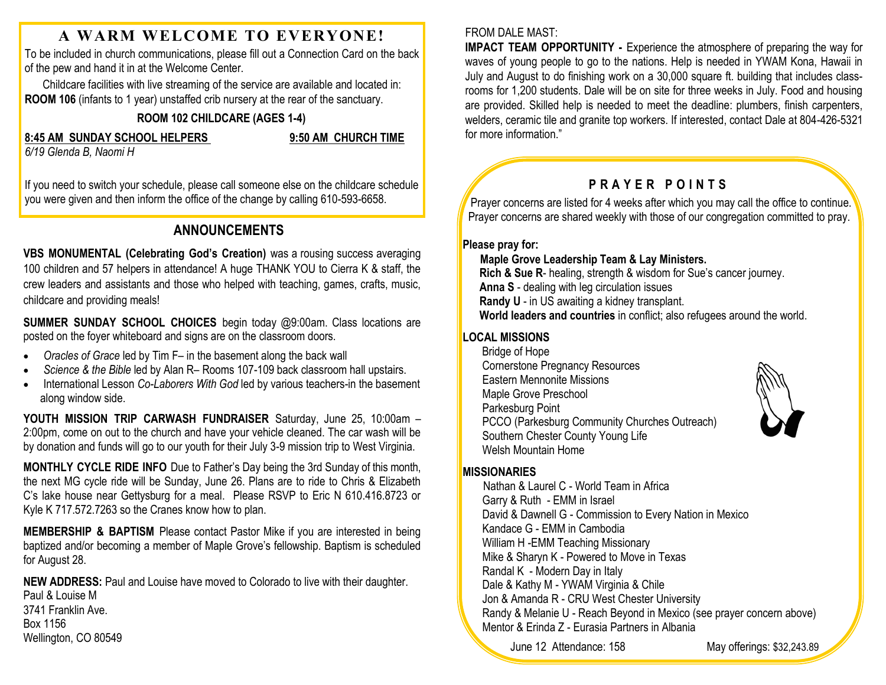## A WARM WELCOME TO EVERYONE!

To be included in church communications, please fill out a Connection Card on the back of the pew and hand it in at the Welcome Center.

Childcare facilities with live streaming of the service are available and located in: **ROOM 106** (infants to 1 year) unstaffed crib nursery at the rear of the sanctuary.

**ROOM 102 CHILDCARE (AGES 1-4)**

**8:45 AM SUNDAY SCHOOL HELPERS** **9:50 AM CHURCH TIME**

*6/19 Glenda B, Naomi H*

If you need to switch your schedule, please call someone else on the childcare schedule you were given and then inform the office of the change by calling 610-593-6658.

## ANNOUNCEMENTS

**VBS MONUMENTAL (Celebrating God's Creation)** was a rousing success averaging 100 children and 57 helpers in attendance! A huge THANK YOU to Cierra K & staff, the crew leaders and assistants and those who helped with teaching, games, crafts, music, childcare and providing meals!

**SUMMER SUNDAY SCHOOL CHOICES** begin today @9:00am. Class locations are posted on the foyer whiteboard and signs are on the classroom doors.

- *Oracles of Grace* led by Tim F– in the basement along the back wall
- *Science & the Bible* led by Alan R– Rooms 107-109 back classroom hall upstairs.
- International Lesson *Co-Laborers With God* led by various teachers-in the basement along window side.

**YOUTH MISSION TRIP CARWASH FUNDRAISER** Saturday, June 25, 10:00am – 2:00pm, come on out to the church and have your vehicle cleaned. The car wash will be by donation and funds will go to our youth for their July 3-9 mission trip to West Virginia.

**MONTHLY CYCLE RIDE INFO** Due to Father's Day being the 3rd Sunday of this month, the next MG cycle ride will be Sunday, June 26. Plans are to ride to Chris & Elizabeth C's lake house near Gettysburg for a meal. Please RSVP to Eric N 610.416.8723 or Kyle K 717.572.7263 so the Cranes know how to plan.

**MEMBERSHIP & BAPTISM** Please contact Pastor Mike if you are interested in being baptized and/or becoming a member of Maple Grove's fellowship. Baptism is scheduled for August 28.

**NEW ADDRESS:** Paul and Louise have moved to Colorado to live with their daughter.
Paul & Louise M
3741 Franklin Ave.
Box 1156
Wellington, CO 80549

FROM DALE MAST:

**IMPACT TEAM OPPORTUNITY -** Experience the atmosphere of preparing the way for waves of young people to go to the nations. Help is needed in YWAM Kona, Hawaii in July and August to do finishing work on a 30,000 square ft. building that includes classrooms for 1,200 students. Dale will be on site for three weeks in July. Food and housing are provided. Skilled help is needed to meet the deadline: plumbers, finish carpenters, welders, ceramic tile and granite top workers. If interested, contact Dale at 804-426-5321 for more information."

## PRAYER POINTS

Prayer concerns are listed for 4 weeks after which you may call the office to continue. Prayer concerns are shared weekly with those of our congregation committed to pray.

**Please pray for:**

**Maple Grove Leadership Team & Lay Ministers.**
**Rich & Sue R**- healing, strength & wisdom for Sue's cancer journey.
**Anna S** - dealing with leg circulation issues
**Randy U** - in US awaiting a kidney transplant.
**World leaders and countries** in conflict; also refugees around the world.

**LOCAL MISSIONS**

Bridge of Hope
Cornerstone Pregnancy Resources
Eastern Mennonite Missions
Maple Grove Preschool
Parkesburg Point
PCCO (Parkesburg Community Churches Outreach)
Southern Chester County Young Life
Welsh Mountain Home

**MISSIONARIES**

Nathan & Laurel C - World Team in Africa
Garry & Ruth - EMM in Israel
David & Dawnell G - Commission to Every Nation in Mexico
Kandace G - EMM in Cambodia
William H -EMM Teaching Missionary
Mike & Sharyn K - Powered to Move in Texas
Randal K - Modern Day in Italy
Dale & Kathy M - YWAM Virginia & Chile
Jon & Amanda R - CRU West Chester University
Randy & Melanie U - Reach Beyond in Mexico (see prayer concern above)
Mentor & Erinda Z - Eurasia Partners in Albania

June 12 Attendance: 158 May offerings: $32,243.89